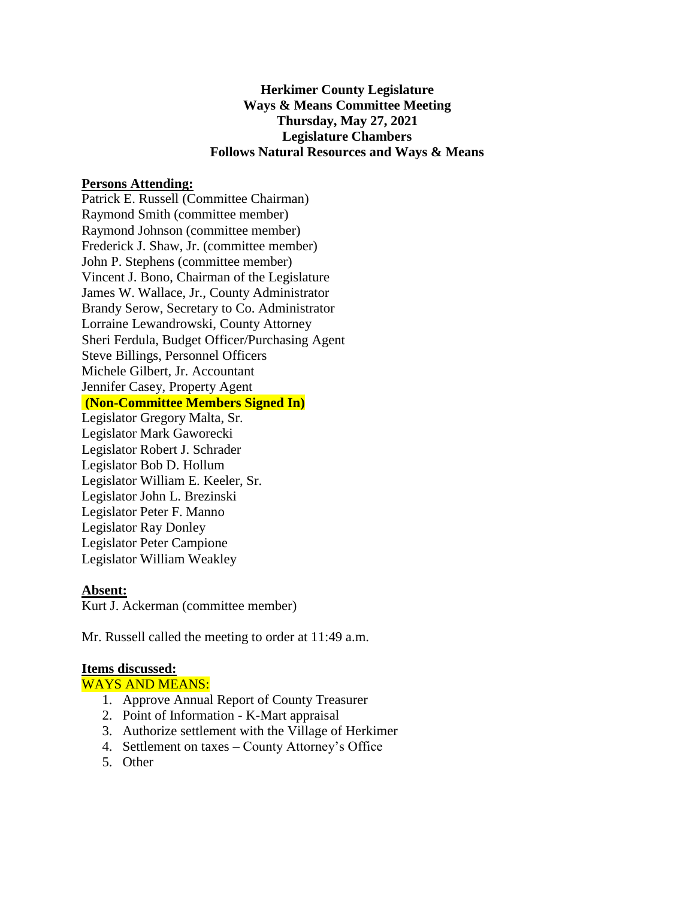**Herkimer County Legislature**
**Ways & Means Committee Meeting**
**Thursday, May 27, 2021**
**Legislature Chambers**
**Follows Natural Resources and Ways & Means**

**Persons Attending:**

Patrick E. Russell (Committee Chairman)
Raymond Smith (committee member)
Raymond Johnson (committee member)
Frederick J. Shaw, Jr. (committee member)
John P. Stephens (committee member)
Vincent J. Bono, Chairman of the Legislature
James W. Wallace, Jr., County Administrator
Brandy Serow, Secretary to Co. Administrator
Lorraine Lewandrowski, County Attorney
Sheri Ferdula, Budget Officer/Purchasing Agent
Steve Billings, Personnel Officers
Michele Gilbert, Jr. Accountant
Jennifer Casey, Property Agent

**(Non-Committee Members Signed In)**

Legislator Gregory Malta, Sr.
Legislator Mark Gaworecki
Legislator Robert J. Schrader
Legislator Bob D. Hollum
Legislator William E. Keeler, Sr.
Legislator John L. Brezinski
Legislator Peter F. Manno
Legislator Ray Donley
Legislator Peter Campione
Legislator William Weakley

**Absent:**

Kurt J. Ackerman (committee member)

Mr. Russell called the meeting to order at 11:49 a.m.

**Items discussed:**

WAYS AND MEANS:

1. Approve Annual Report of County Treasurer
2. Point of Information - K-Mart appraisal
3. Authorize settlement with the Village of Herkimer
4. Settlement on taxes – County Attorney's Office
5. Other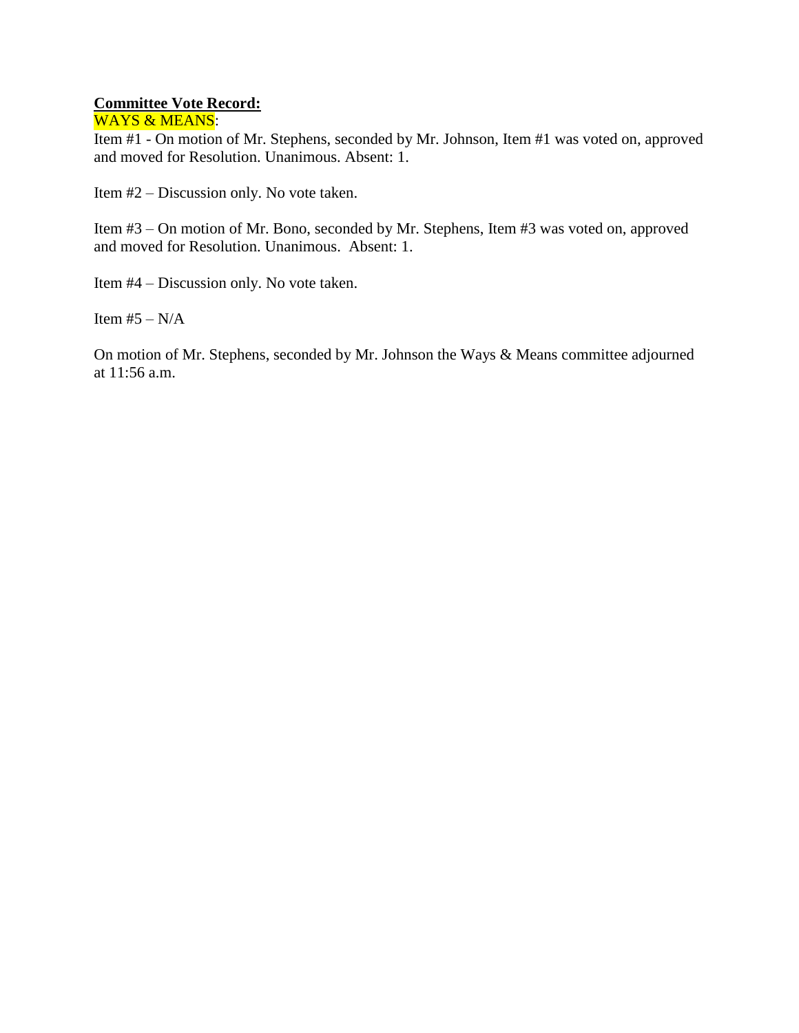**Committee Vote Record:**

WAYS & MEANS:

Item #1 - On motion of Mr. Stephens, seconded by Mr. Johnson, Item #1 was voted on, approved and moved for Resolution. Unanimous. Absent: 1.

Item #2 – Discussion only. No vote taken.

Item #3 – On motion of Mr. Bono, seconded by Mr. Stephens, Item #3 was voted on, approved and moved for Resolution. Unanimous. Absent: 1.

Item #4 – Discussion only. No vote taken.

Item #5 – N/A

On motion of Mr. Stephens, seconded by Mr. Johnson the Ways & Means committee adjourned at 11:56 a.m.